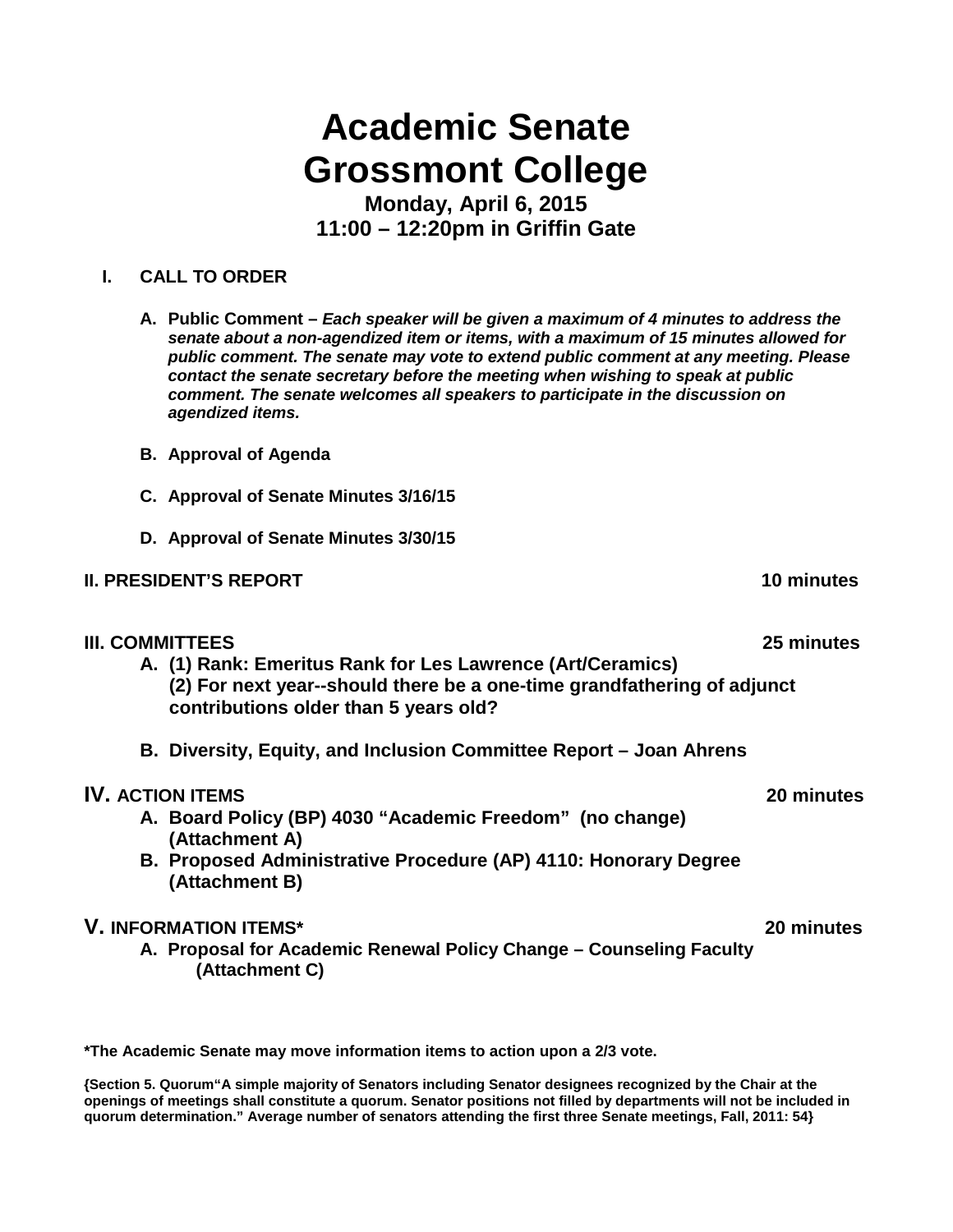# Academic Senate
# Grossmont College

**Monday, April 6, 2015**
**11:00 – 12:20pm in Griffin Gate**

**I. CALL TO ORDER**

**A. Public Comment –** ***Each speaker will be given a maximum of 4 minutes to address the senate about a non-agendized item or items, with a maximum of 15 minutes allowed for public comment. The senate may vote to extend public comment at any meeting. Please contact the senate secretary before the meeting when wishing to speak at public comment. The senate welcomes all speakers to participate in the discussion on agendized items.***

**B. Approval of Agenda**

**C. Approval of Senate Minutes 3/16/15**

**D. Approval of Senate Minutes 3/30/15**

**II. PRESIDENT'S REPORT** **10 minutes**

**III. COMMITTEES** **25 minutes**

**A. (1) Rank: Emeritus Rank for Les Lawrence (Art/Ceramics)**
**(2) For next year--should there be a one-time grandfathering of adjunct contributions older than 5 years old?**

**B. Diversity, Equity, and Inclusion Committee Report – Joan Ahrens**

**IV. ACTION ITEMS** **20 minutes**

**A. Board Policy (BP) 4030 "Academic Freedom" (no change) (Attachment A)**

**B. Proposed Administrative Procedure (AP) 4110: Honorary Degree (Attachment B)**

**V. INFORMATION ITEMS*** **20 minutes**

**A. Proposal for Academic Renewal Policy Change – Counseling Faculty (Attachment C)**

**\*The Academic Senate may move information items to action upon a 2/3 vote.**

**{Section 5. Quorum"A simple majority of Senators including Senator designees recognized by the Chair at the openings of meetings shall constitute a quorum. Senator positions not filled by departments will not be included in quorum determination." Average number of senators attending the first three Senate meetings, Fall, 2011: 54}**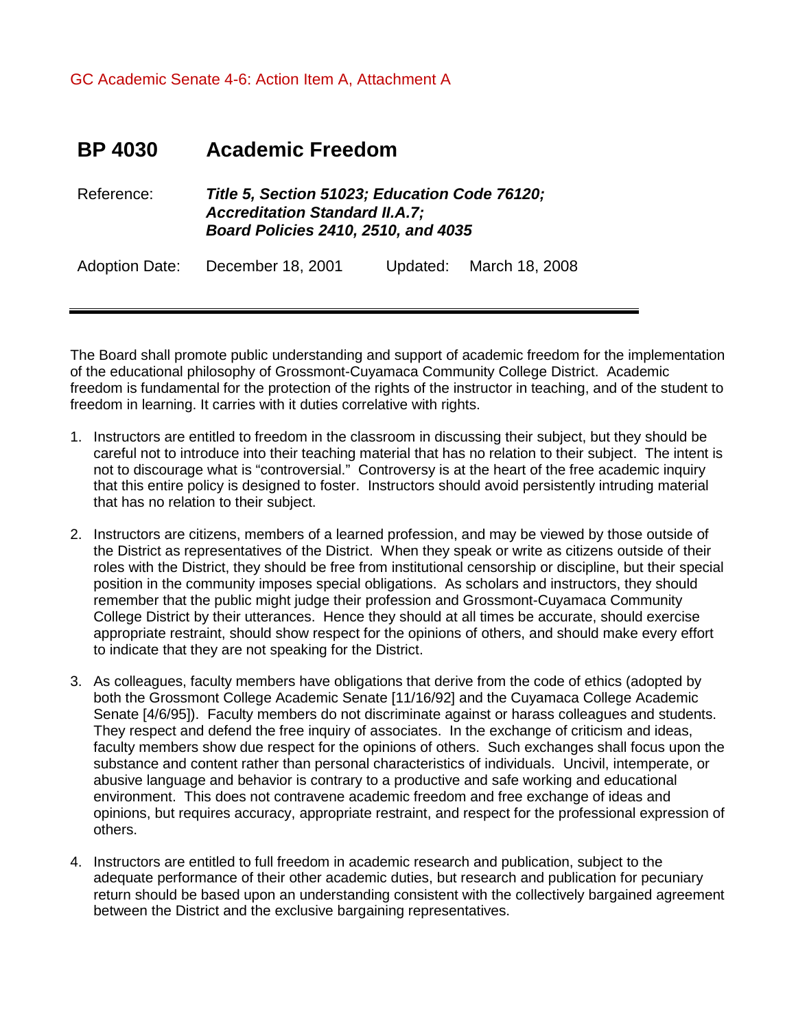GC Academic Senate 4-6: Action Item A, Attachment A

# BP 4030 Academic Freedom

Reference: ***Title 5, Section 51023; Education Code 76120; Accreditation Standard II.A.7; Board Policies 2410, 2510, and 4035***

Adoption Date: December 18, 2001 Updated: March 18, 2008

---

The Board shall promote public understanding and support of academic freedom for the implementation of the educational philosophy of Grossmont-Cuyamaca Community College District. Academic freedom is fundamental for the protection of the rights of the instructor in teaching, and of the student to freedom in learning. It carries with it duties correlative with rights.

1. Instructors are entitled to freedom in the classroom in discussing their subject, but they should be careful not to introduce into their teaching material that has no relation to their subject. The intent is not to discourage what is "controversial." Controversy is at the heart of the free academic inquiry that this entire policy is designed to foster. Instructors should avoid persistently intruding material that has no relation to their subject.

2. Instructors are citizens, members of a learned profession, and may be viewed by those outside of the District as representatives of the District. When they speak or write as citizens outside of their roles with the District, they should be free from institutional censorship or discipline, but their special position in the community imposes special obligations. As scholars and instructors, they should remember that the public might judge their profession and Grossmont-Cuyamaca Community College District by their utterances. Hence they should at all times be accurate, should exercise appropriate restraint, should show respect for the opinions of others, and should make every effort to indicate that they are not speaking for the District.

3. As colleagues, faculty members have obligations that derive from the code of ethics (adopted by both the Grossmont College Academic Senate [11/16/92] and the Cuyamaca College Academic Senate [4/6/95]). Faculty members do not discriminate against or harass colleagues and students. They respect and defend the free inquiry of associates. In the exchange of criticism and ideas, faculty members show due respect for the opinions of others. Such exchanges shall focus upon the substance and content rather than personal characteristics of individuals. Uncivil, intemperate, or abusive language and behavior is contrary to a productive and safe working and educational environment. This does not contravene academic freedom and free exchange of ideas and opinions, but requires accuracy, appropriate restraint, and respect for the professional expression of others.

4. Instructors are entitled to full freedom in academic research and publication, subject to the adequate performance of their other academic duties, but research and publication for pecuniary return should be based upon an understanding consistent with the collectively bargained agreement between the District and the exclusive bargaining representatives.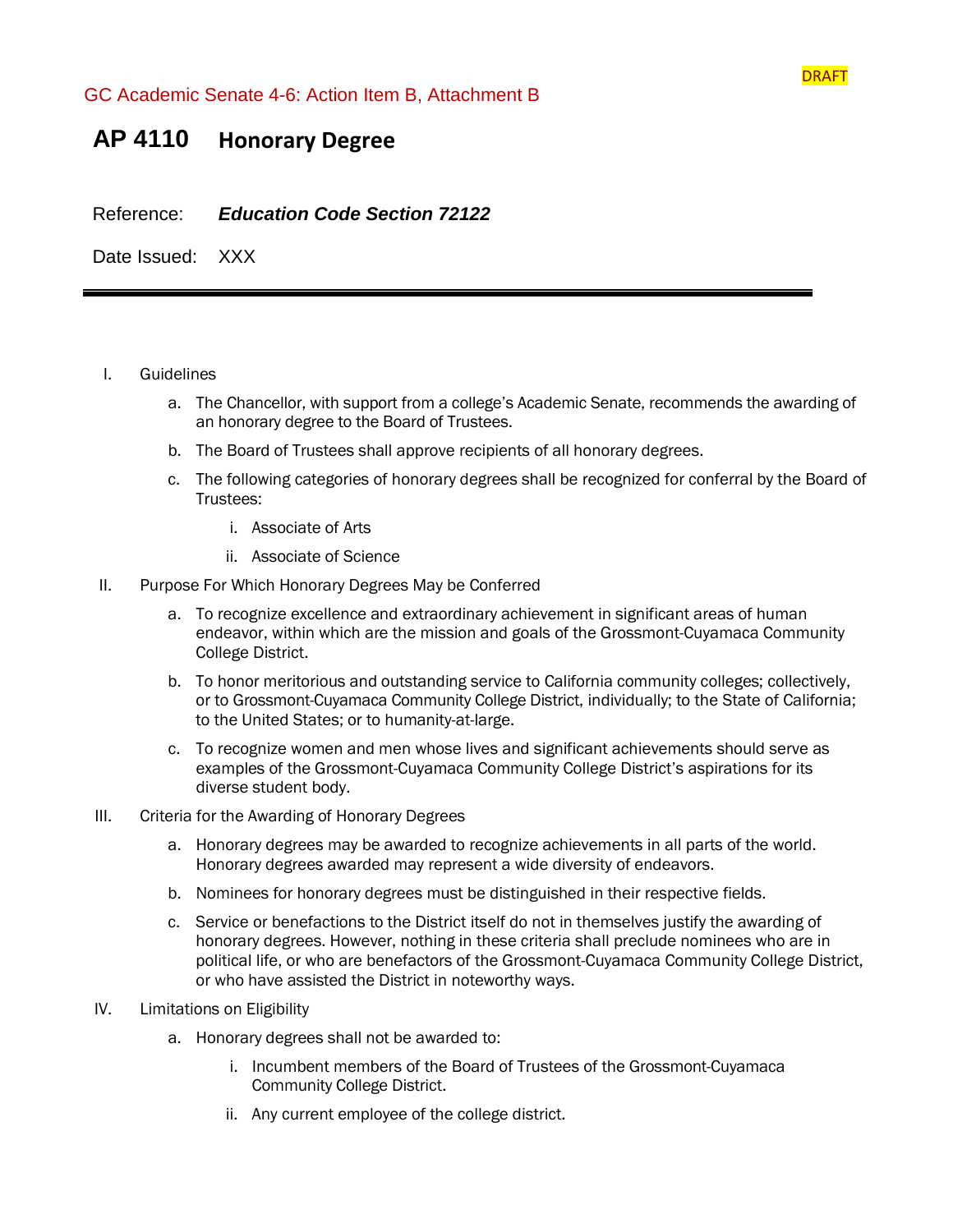DRAFT

GC Academic Senate 4-6: Action Item B, Attachment B

# AP 4110 Honorary Degree

Reference: ***Education Code Section 72122***

Date Issued: XXX

---

I. Guidelines

   a. The Chancellor, with support from a college's Academic Senate, recommends the awarding of an honorary degree to the Board of Trustees.

   b. The Board of Trustees shall approve recipients of all honorary degrees.

   c. The following categories of honorary degrees shall be recognized for conferral by the Board of Trustees:

      i. Associate of Arts

      ii. Associate of Science

II. Purpose For Which Honorary Degrees May be Conferred

   a. To recognize excellence and extraordinary achievement in significant areas of human endeavor, within which are the mission and goals of the Grossmont-Cuyamaca Community College District.

   b. To honor meritorious and outstanding service to California community colleges; collectively, or to Grossmont-Cuyamaca Community College District, individually; to the State of California; to the United States; or to humanity-at-large.

   c. To recognize women and men whose lives and significant achievements should serve as examples of the Grossmont-Cuyamaca Community College District's aspirations for its diverse student body.

III. Criteria for the Awarding of Honorary Degrees

   a. Honorary degrees may be awarded to recognize achievements in all parts of the world. Honorary degrees awarded may represent a wide diversity of endeavors.

   b. Nominees for honorary degrees must be distinguished in their respective fields.

   c. Service or benefactions to the District itself do not in themselves justify the awarding of honorary degrees. However, nothing in these criteria shall preclude nominees who are in political life, or who are benefactors of the Grossmont-Cuyamaca Community College District, or who have assisted the District in noteworthy ways.

IV. Limitations on Eligibility

   a. Honorary degrees shall not be awarded to:

      i. Incumbent members of the Board of Trustees of the Grossmont-Cuyamaca Community College District.

      ii. Any current employee of the college district.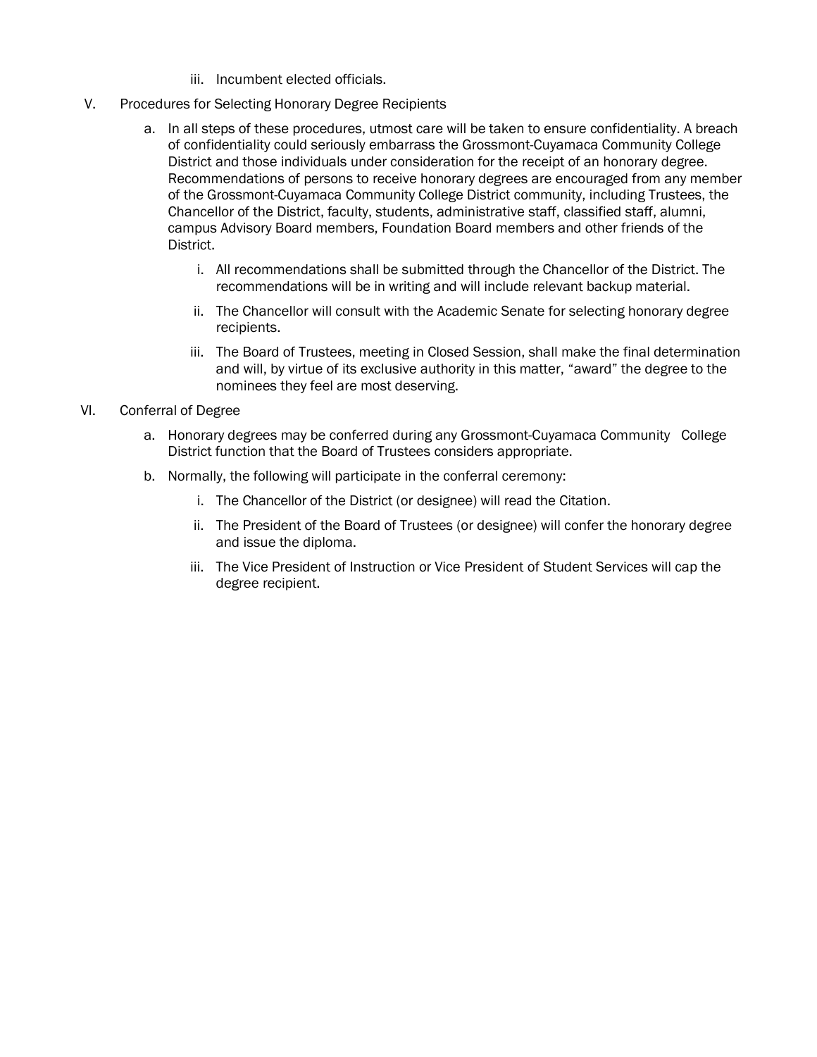iii. Incumbent elected officials.

V. Procedures for Selecting Honorary Degree Recipients

a. In all steps of these procedures, utmost care will be taken to ensure confidentiality. A breach of confidentiality could seriously embarrass the Grossmont-Cuyamaca Community College District and those individuals under consideration for the receipt of an honorary degree. Recommendations of persons to receive honorary degrees are encouraged from any member of the Grossmont-Cuyamaca Community College District community, including Trustees, the Chancellor of the District, faculty, students, administrative staff, classified staff, alumni, campus Advisory Board members, Foundation Board members and other friends of the District.

   i. All recommendations shall be submitted through the Chancellor of the District. The recommendations will be in writing and will include relevant backup material.

   ii. The Chancellor will consult with the Academic Senate for selecting honorary degree recipients.

   iii. The Board of Trustees, meeting in Closed Session, shall make the final determination and will, by virtue of its exclusive authority in this matter, "award" the degree to the nominees they feel are most deserving.

VI. Conferral of Degree

a. Honorary degrees may be conferred during any Grossmont-Cuyamaca Community College District function that the Board of Trustees considers appropriate.

b. Normally, the following will participate in the conferral ceremony:

   i. The Chancellor of the District (or designee) will read the Citation.

   ii. The President of the Board of Trustees (or designee) will confer the honorary degree and issue the diploma.

   iii. The Vice President of Instruction or Vice President of Student Services will cap the degree recipient.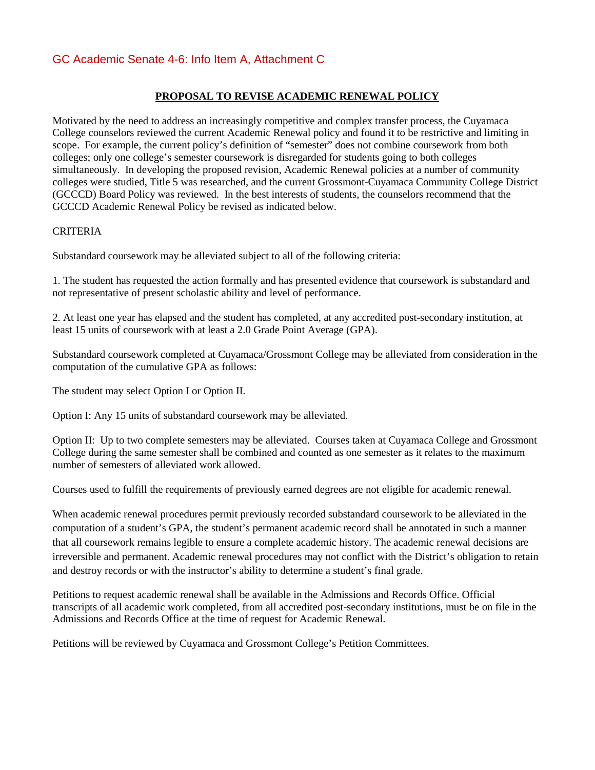GC Academic Senate 4-6: Info Item A, Attachment C

## PROPOSAL TO REVISE ACADEMIC RENEWAL POLICY

Motivated by the need to address an increasingly competitive and complex transfer process, the Cuyamaca College counselors reviewed the current Academic Renewal policy and found it to be restrictive and limiting in scope. For example, the current policy's definition of "semester" does not combine coursework from both colleges; only one college's semester coursework is disregarded for students going to both colleges simultaneously. In developing the proposed revision, Academic Renewal policies at a number of community colleges were studied, Title 5 was researched, and the current Grossmont-Cuyamaca Community College District (GCCCD) Board Policy was reviewed. In the best interests of students, the counselors recommend that the GCCCD Academic Renewal Policy be revised as indicated below.

CRITERIA

Substandard coursework may be alleviated subject to all of the following criteria:

1. The student has requested the action formally and has presented evidence that coursework is substandard and not representative of present scholastic ability and level of performance.

2. At least one year has elapsed and the student has completed, at any accredited post-secondary institution, at least 15 units of coursework with at least a 2.0 Grade Point Average (GPA).

Substandard coursework completed at Cuyamaca/Grossmont College may be alleviated from consideration in the computation of the cumulative GPA as follows:

The student may select Option I or Option II.

Option I: Any 15 units of substandard coursework may be alleviated.

Option II: Up to two complete semesters may be alleviated. Courses taken at Cuyamaca College and Grossmont College during the same semester shall be combined and counted as one semester as it relates to the maximum number of semesters of alleviated work allowed.

Courses used to fulfill the requirements of previously earned degrees are not eligible for academic renewal.

When academic renewal procedures permit previously recorded substandard coursework to be alleviated in the computation of a student's GPA, the student's permanent academic record shall be annotated in such a manner that all coursework remains legible to ensure a complete academic history. The academic renewal decisions are irreversible and permanent. Academic renewal procedures may not conflict with the District's obligation to retain and destroy records or with the instructor's ability to determine a student's final grade.

Petitions to request academic renewal shall be available in the Admissions and Records Office. Official transcripts of all academic work completed, from all accredited post-secondary institutions, must be on file in the Admissions and Records Office at the time of request for Academic Renewal.

Petitions will be reviewed by Cuyamaca and Grossmont College's Petition Committees.